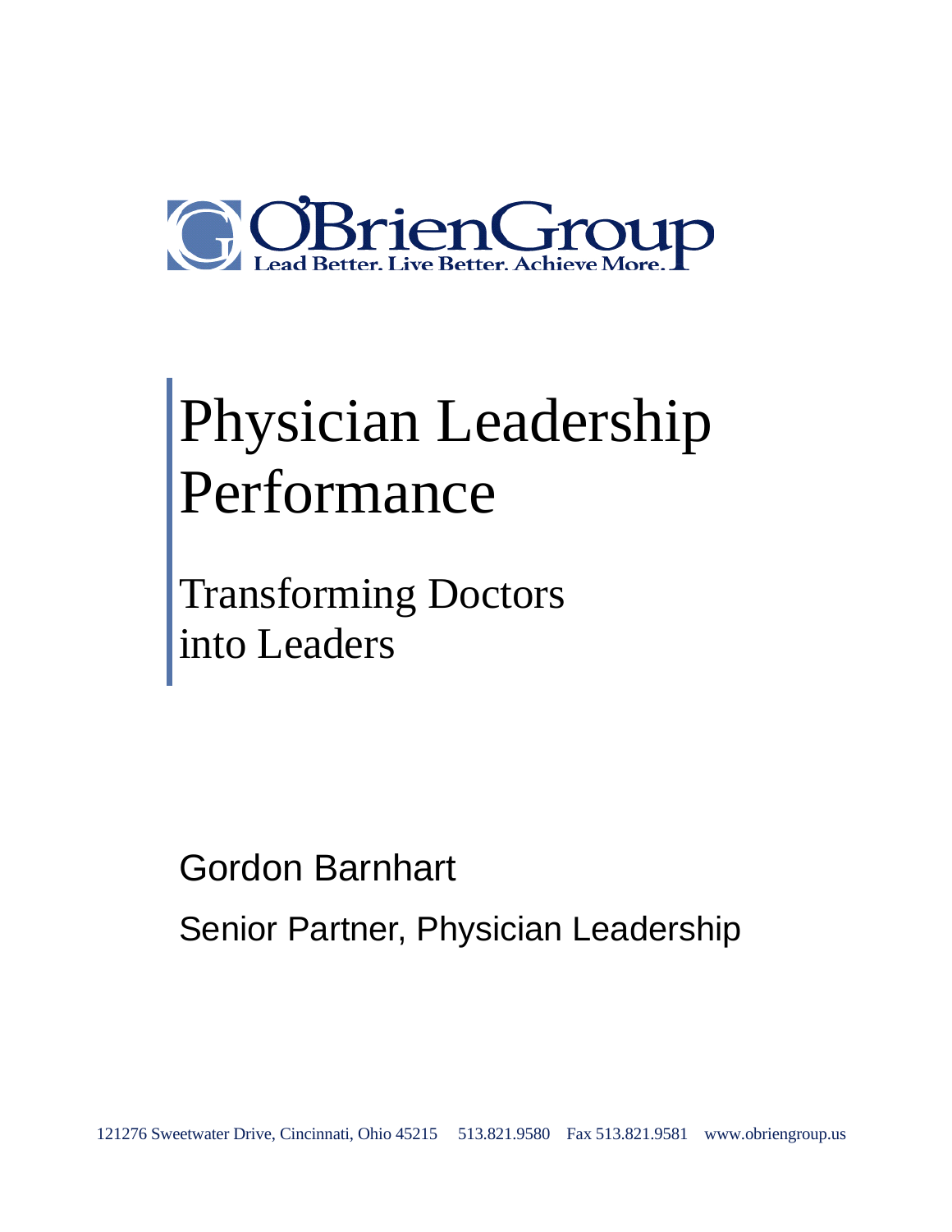O'BrienGroup

Lead Better. Live Better. Achieve More.

# Physician Leadership Performance

## Transforming Doctors into Leaders

Gordon Barnhart

Senior Partner, Physician Leadership

121276 Sweetwater Drive, Cincinnati, Ohio 45215 513.821.9580 Fax 513.821.9581 www.obriengroup.us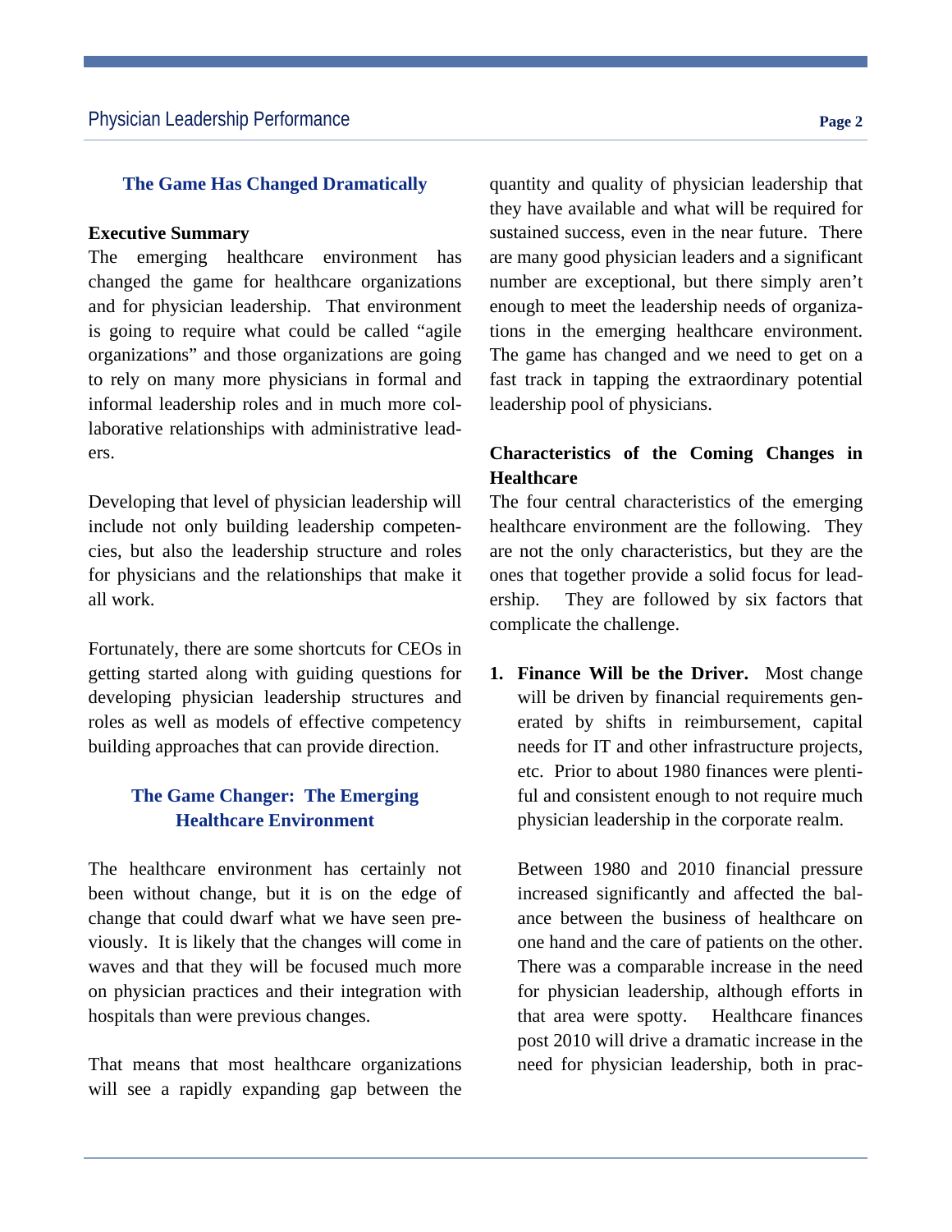## The Game Has Changed Dramatically

**Executive Summary**

The emerging healthcare environment has changed the game for healthcare organizations and for physician leadership. That environment is going to require what could be called "agile organizations" and those organizations are going to rely on many more physicians in formal and informal leadership roles and in much more collaborative relationships with administrative leaders.

Developing that level of physician leadership will include not only building leadership competencies, but also the leadership structure and roles for physicians and the relationships that make it all work.

Fortunately, there are some shortcuts for CEOs in getting started along with guiding questions for developing physician leadership structures and roles as well as models of effective competency building approaches that can provide direction.

## The Game Changer: The Emerging Healthcare Environment

The healthcare environment has certainly not been without change, but it is on the edge of change that could dwarf what we have seen previously. It is likely that the changes will come in waves and that they will be focused much more on physician practices and their integration with hospitals than were previous changes.

That means that most healthcare organizations will see a rapidly expanding gap between the quantity and quality of physician leadership that they have available and what will be required for sustained success, even in the near future. There are many good physician leaders and a significant number are exceptional, but there simply aren't enough to meet the leadership needs of organizations in the emerging healthcare environment. The game has changed and we need to get on a fast track in tapping the extraordinary potential leadership pool of physicians.

### Characteristics of the Coming Changes in Healthcare

The four central characteristics of the emerging healthcare environment are the following. They are not the only characteristics, but they are the ones that together provide a solid focus for leadership. They are followed by six factors that complicate the challenge.

1. **Finance Will be the Driver.** Most change will be driven by financial requirements generated by shifts in reimbursement, capital needs for IT and other infrastructure projects, etc. Prior to about 1980 finances were plentiful and consistent enough to not require much physician leadership in the corporate realm.

   Between 1980 and 2010 financial pressure increased significantly and affected the balance between the business of healthcare on one hand and the care of patients on the other. There was a comparable increase in the need for physician leadership, although efforts in that area were spotty. Healthcare finances post 2010 will drive a dramatic increase in the need for physician leadership, both in prac-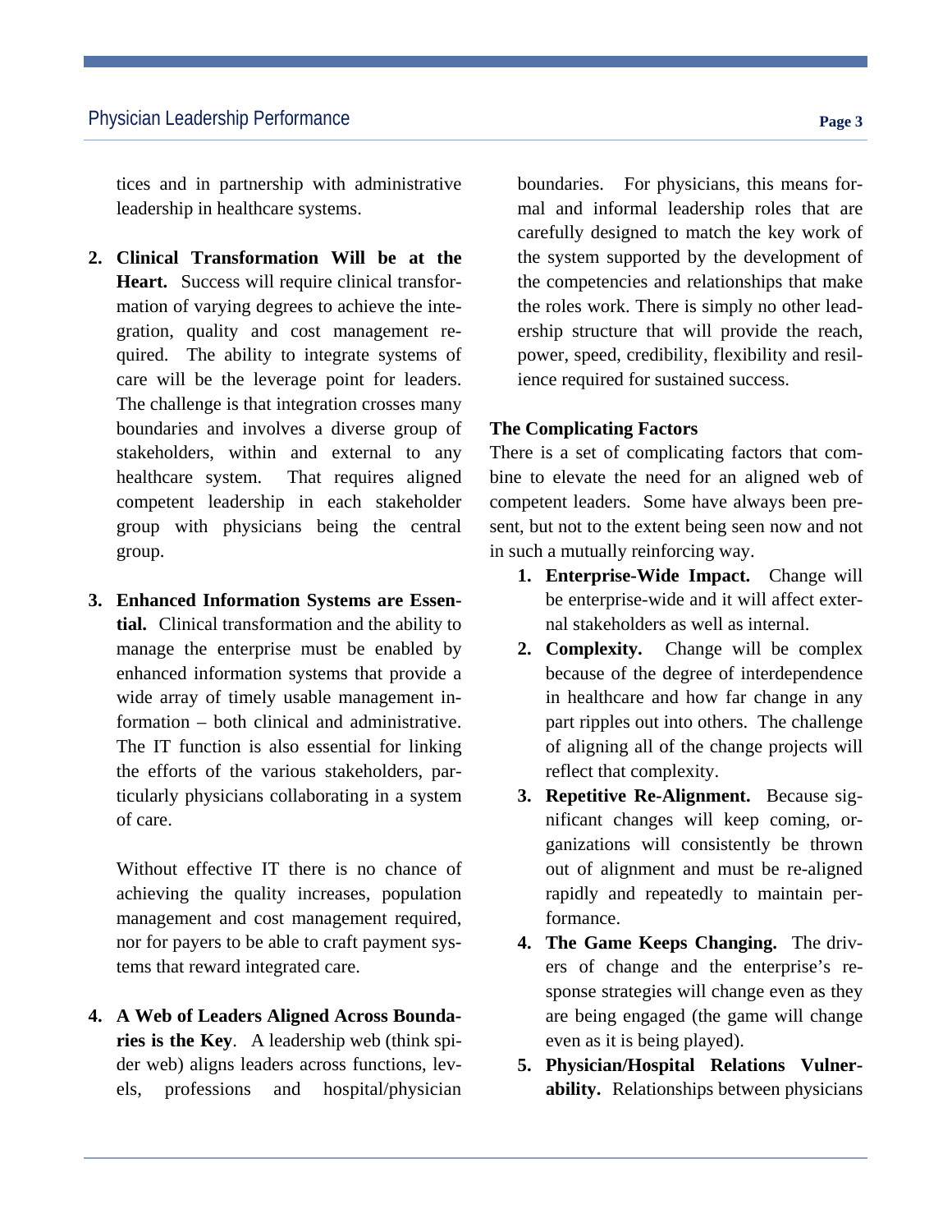tices and in partnership with administrative leadership in healthcare systems.

2. **Clinical Transformation Will be at the Heart.** Success will require clinical transformation of varying degrees to achieve the integration, quality and cost management required. The ability to integrate systems of care will be the leverage point for leaders. The challenge is that integration crosses many boundaries and involves a diverse group of stakeholders, within and external to any healthcare system. That requires aligned competent leadership in each stakeholder group with physicians being the central group.

3. **Enhanced Information Systems are Essential.** Clinical transformation and the ability to manage the enterprise must be enabled by enhanced information systems that provide a wide array of timely usable management information – both clinical and administrative. The IT function is also essential for linking the efforts of the various stakeholders, particularly physicians collaborating in a system of care.

   Without effective IT there is no chance of achieving the quality increases, population management and cost management required, nor for payers to be able to craft payment systems that reward integrated care.

4. **A Web of Leaders Aligned Across Boundaries is the Key**. A leadership web (think spider web) aligns leaders across functions, levels, professions and hospital/physician boundaries. For physicians, this means formal and informal leadership roles that are carefully designed to match the key work of the system supported by the development of the competencies and relationships that make the roles work. There is simply no other leadership structure that will provide the reach, power, speed, credibility, flexibility and resilience required for sustained success.

**The Complicating Factors**

There is a set of complicating factors that combine to elevate the need for an aligned web of competent leaders. Some have always been present, but not to the extent being seen now and not in such a mutually reinforcing way.

1. **Enterprise-Wide Impact.** Change will be enterprise-wide and it will affect external stakeholders as well as internal.
2. **Complexity.** Change will be complex because of the degree of interdependence in healthcare and how far change in any part ripples out into others. The challenge of aligning all of the change projects will reflect that complexity.
3. **Repetitive Re-Alignment.** Because significant changes will keep coming, organizations will consistently be thrown out of alignment and must be re-aligned rapidly and repeatedly to maintain performance.
4. **The Game Keeps Changing.** The drivers of change and the enterprise's response strategies will change even as they are being engaged (the game will change even as it is being played).
5. **Physician/Hospital Relations Vulnerability.** Relationships between physicians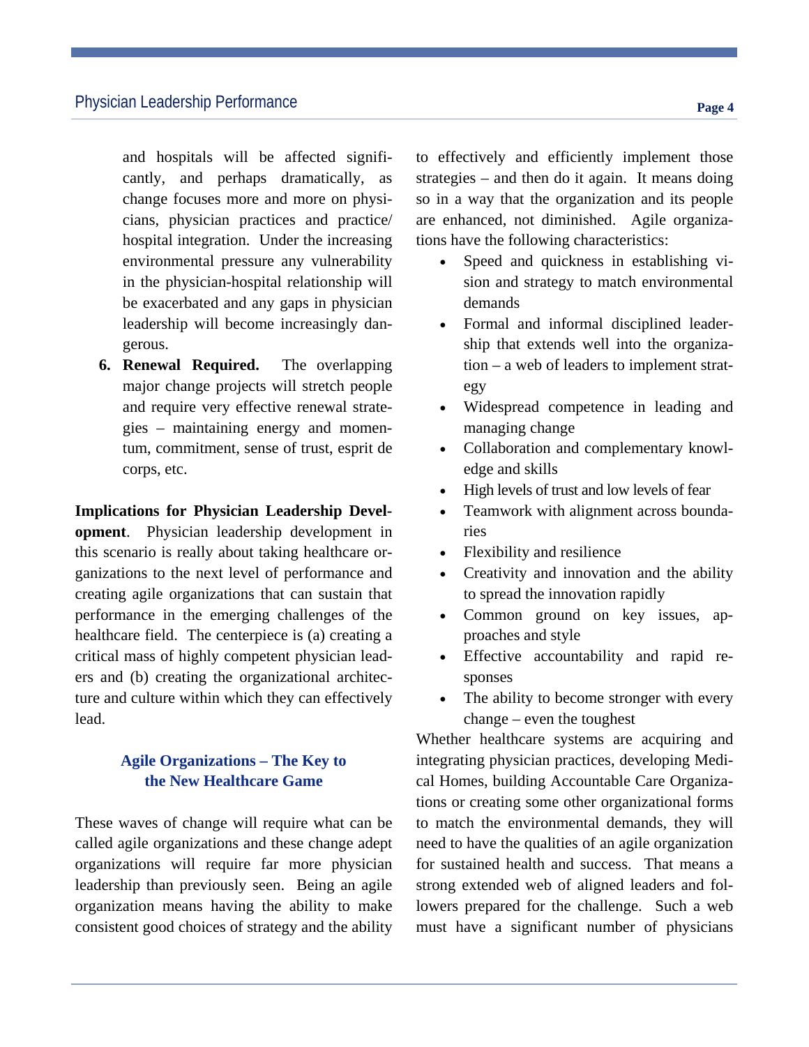and hospitals will be affected significantly, and perhaps dramatically, as change focuses more and more on physicians, physician practices and practice/hospital integration. Under the increasing environmental pressure any vulnerability in the physician-hospital relationship will be exacerbated and any gaps in physician leadership will become increasingly dangerous.

6. **Renewal Required.** The overlapping major change projects will stretch people and require very effective renewal strategies – maintaining energy and momentum, commitment, sense of trust, esprit de corps, etc.

**Implications for Physician Leadership Development**. Physician leadership development in this scenario is really about taking healthcare organizations to the next level of performance and creating agile organizations that can sustain that performance in the emerging challenges of the healthcare field. The centerpiece is (a) creating a critical mass of highly competent physician leaders and (b) creating the organizational architecture and culture within which they can effectively lead.

## Agile Organizations – The Key to the New Healthcare Game

These waves of change will require what can be called agile organizations and these change adept organizations will require far more physician leadership than previously seen. Being an agile organization means having the ability to make consistent good choices of strategy and the ability to effectively and efficiently implement those strategies – and then do it again. It means doing so in a way that the organization and its people are enhanced, not diminished. Agile organizations have the following characteristics:

- Speed and quickness in establishing vision and strategy to match environmental demands
- Formal and informal disciplined leadership that extends well into the organization – a web of leaders to implement strategy
- Widespread competence in leading and managing change
- Collaboration and complementary knowledge and skills
- High levels of trust and low levels of fear
- Teamwork with alignment across boundaries
- Flexibility and resilience
- Creativity and innovation and the ability to spread the innovation rapidly
- Common ground on key issues, approaches and style
- Effective accountability and rapid responses
- The ability to become stronger with every change – even the toughest

Whether healthcare systems are acquiring and integrating physician practices, developing Medical Homes, building Accountable Care Organizations or creating some other organizational forms to match the environmental demands, they will need to have the qualities of an agile organization for sustained health and success. That means a strong extended web of aligned leaders and followers prepared for the challenge. Such a web must have a significant number of physicians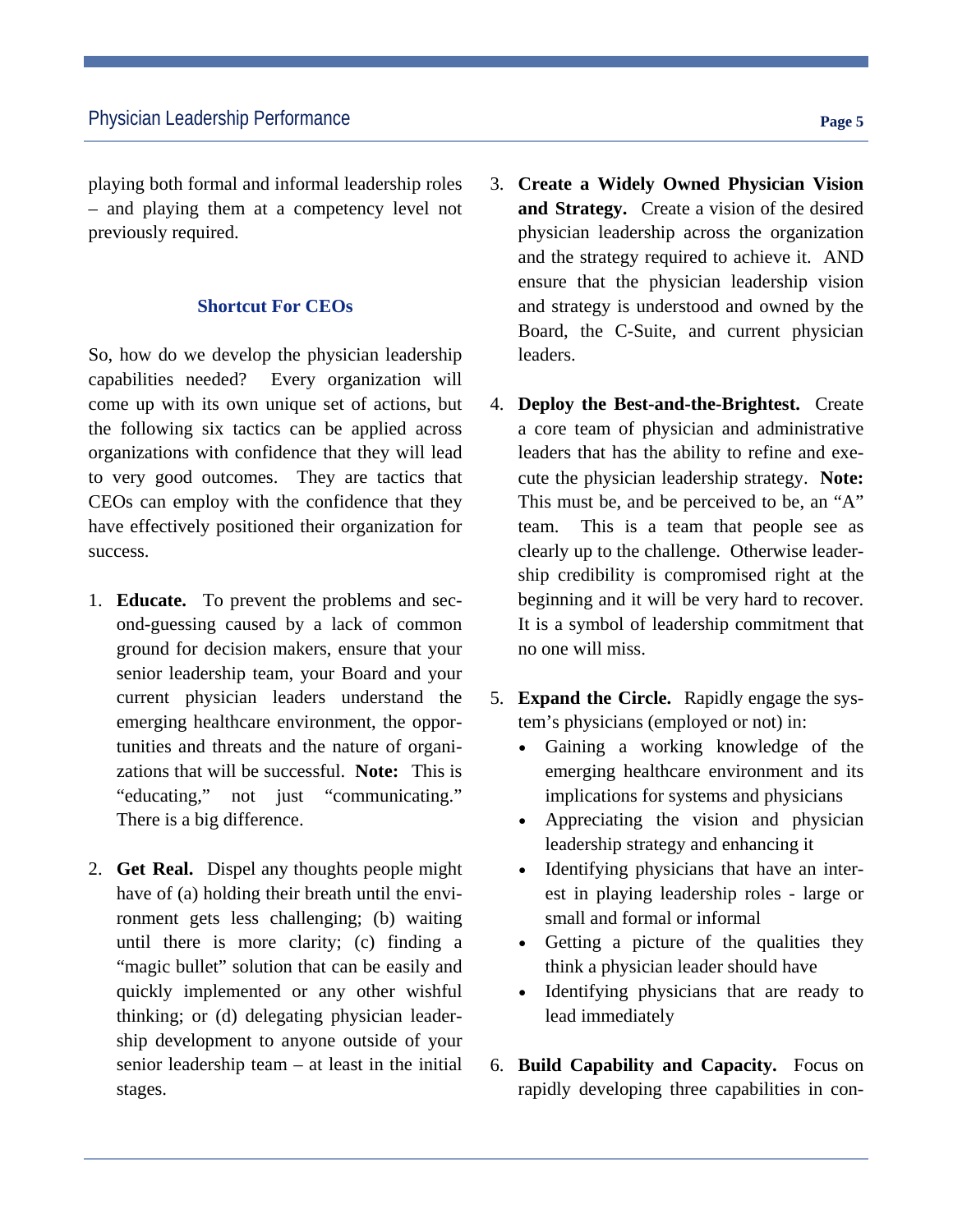playing both formal and informal leadership roles – and playing them at a competency level not previously required.

### Shortcut For CEOs

So, how do we develop the physician leadership capabilities needed? Every organization will come up with its own unique set of actions, but the following six tactics can be applied across organizations with confidence that they will lead to very good outcomes. They are tactics that CEOs can employ with the confidence that they have effectively positioned their organization for success.

1. **Educate.** To prevent the problems and second-guessing caused by a lack of common ground for decision makers, ensure that your senior leadership team, your Board and your current physician leaders understand the emerging healthcare environment, the opportunities and threats and the nature of organizations that will be successful. **Note:** This is "educating," not just "communicating." There is a big difference.

2. **Get Real.** Dispel any thoughts people might have of (a) holding their breath until the environment gets less challenging; (b) waiting until there is more clarity; (c) finding a "magic bullet" solution that can be easily and quickly implemented or any other wishful thinking; or (d) delegating physician leadership development to anyone outside of your senior leadership team – at least in the initial stages.

3. **Create a Widely Owned Physician Vision and Strategy.** Create a vision of the desired physician leadership across the organization and the strategy required to achieve it. AND ensure that the physician leadership vision and strategy is understood and owned by the Board, the C-Suite, and current physician leaders.

4. **Deploy the Best-and-the-Brightest.** Create a core team of physician and administrative leaders that has the ability to refine and execute the physician leadership strategy. **Note:** This must be, and be perceived to be, an "A" team. This is a team that people see as clearly up to the challenge. Otherwise leadership credibility is compromised right at the beginning and it will be very hard to recover. It is a symbol of leadership commitment that no one will miss.

5. **Expand the Circle.** Rapidly engage the system's physicians (employed or not) in:
   - Gaining a working knowledge of the emerging healthcare environment and its implications for systems and physicians
   - Appreciating the vision and physician leadership strategy and enhancing it
   - Identifying physicians that have an interest in playing leadership roles - large or small and formal or informal
   - Getting a picture of the qualities they think a physician leader should have
   - Identifying physicians that are ready to lead immediately

6. **Build Capability and Capacity.** Focus on rapidly developing three capabilities in con-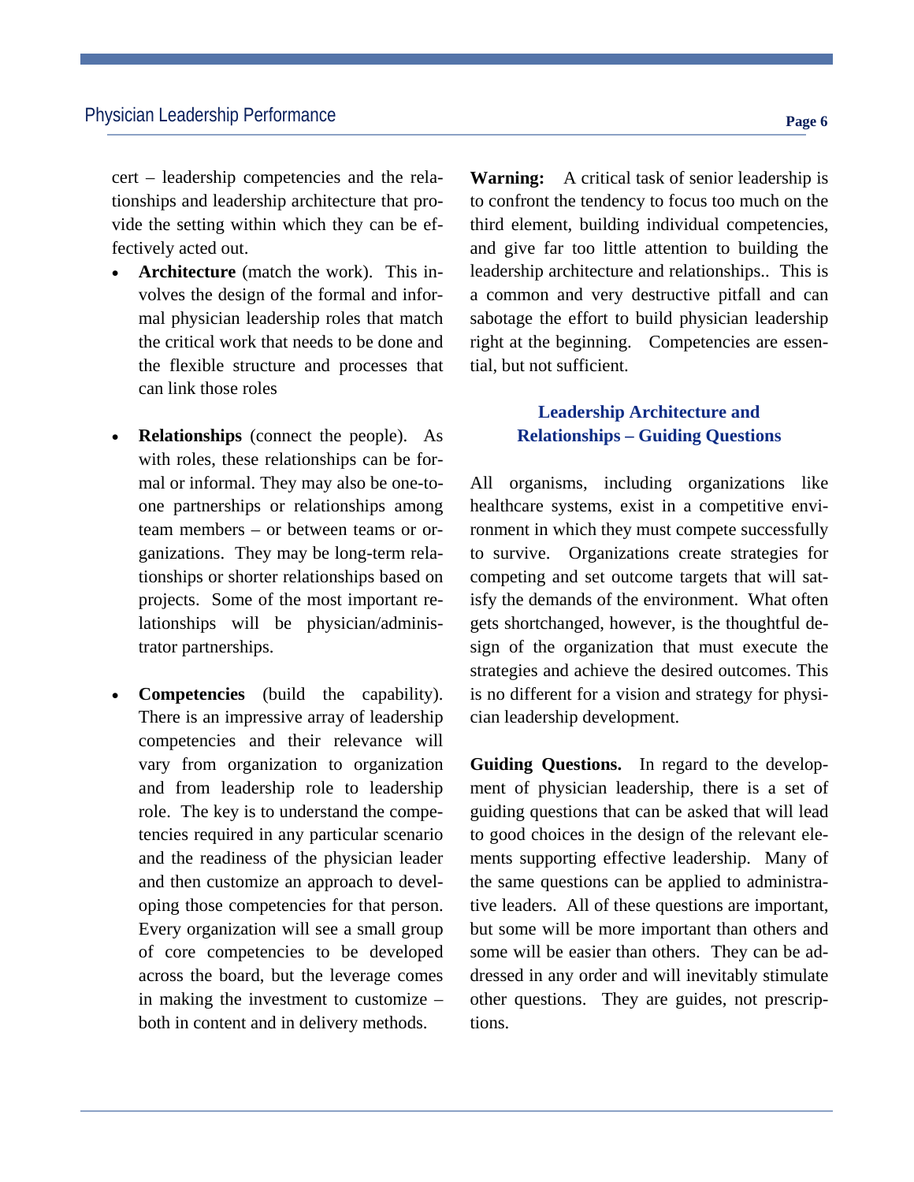cert – leadership competencies and the relationships and leadership architecture that provide the setting within which they can be effectively acted out.

- **Architecture** (match the work). This involves the design of the formal and informal physician leadership roles that match the critical work that needs to be done and the flexible structure and processes that can link those roles

- **Relationships** (connect the people). As with roles, these relationships can be formal or informal. They may also be one-to-one partnerships or relationships among team members – or between teams or organizations. They may be long-term relationships or shorter relationships based on projects. Some of the most important relationships will be physician/administrator partnerships.

- **Competencies** (build the capability). There is an impressive array of leadership competencies and their relevance will vary from organization to organization and from leadership role to leadership role. The key is to understand the competencies required in any particular scenario and the readiness of the physician leader and then customize an approach to developing those competencies for that person. Every organization will see a small group of core competencies to be developed across the board, but the leverage comes in making the investment to customize – both in content and in delivery methods.

**Warning:** A critical task of senior leadership is to confront the tendency to focus too much on the third element, building individual competencies, and give far too little attention to building the leadership architecture and relationships.. This is a common and very destructive pitfall and can sabotage the effort to build physician leadership right at the beginning. Competencies are essential, but not sufficient.

## Leadership Architecture and Relationships – Guiding Questions

All organisms, including organizations like healthcare systems, exist in a competitive environment in which they must compete successfully to survive. Organizations create strategies for competing and set outcome targets that will satisfy the demands of the environment. What often gets shortchanged, however, is the thoughtful design of the organization that must execute the strategies and achieve the desired outcomes. This is no different for a vision and strategy for physician leadership development.

**Guiding Questions.** In regard to the development of physician leadership, there is a set of guiding questions that can be asked that will lead to good choices in the design of the relevant elements supporting effective leadership. Many of the same questions can be applied to administrative leaders. All of these questions are important, but some will be more important than others and some will be easier than others. They can be addressed in any order and will inevitably stimulate other questions. They are guides, not prescriptions.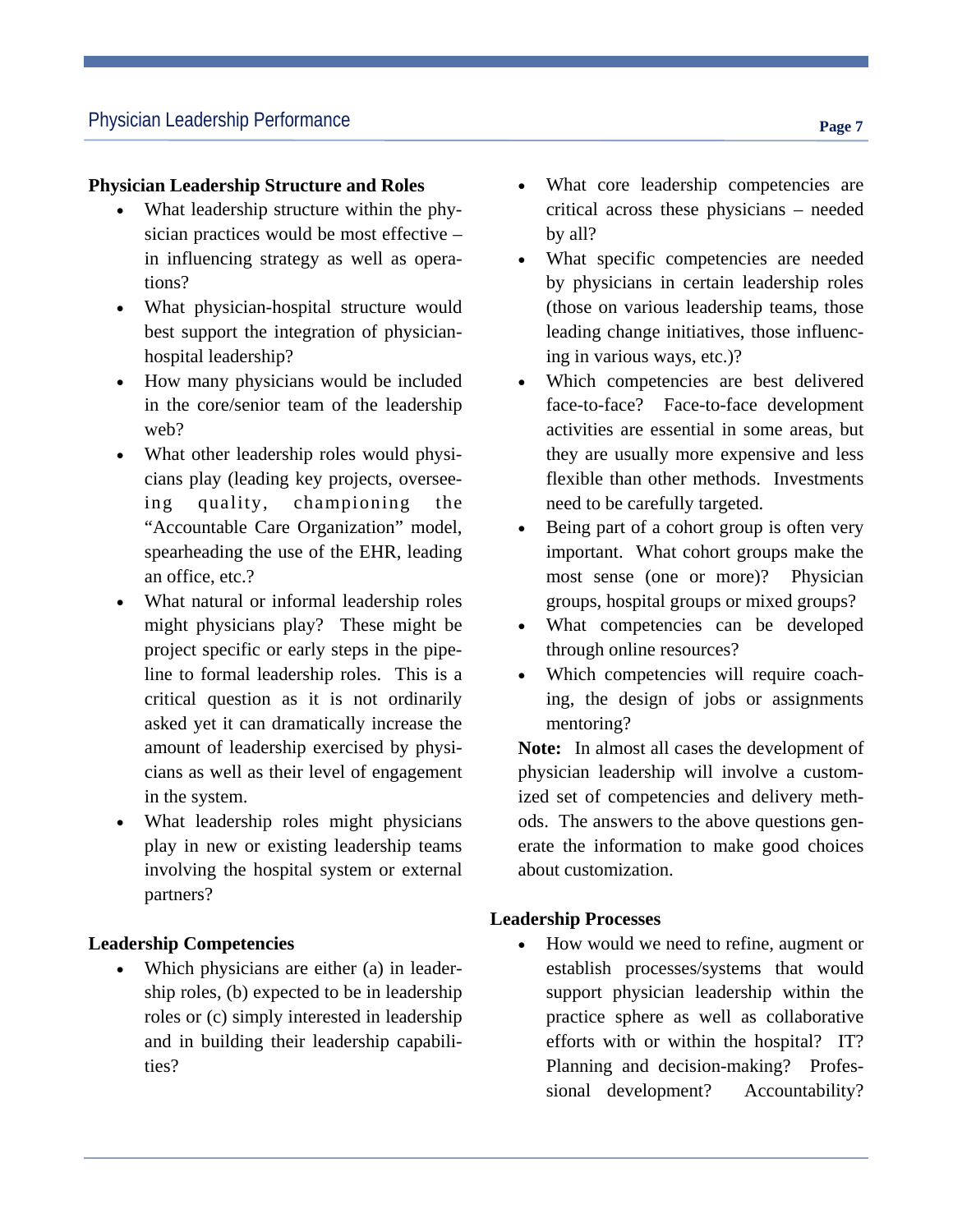**Physician Leadership Structure and Roles**

- What leadership structure within the physician practices would be most effective – in influencing strategy as well as operations?
- What physician-hospital structure would best support the integration of physician-hospital leadership?
- How many physicians would be included in the core/senior team of the leadership web?
- What other leadership roles would physicians play (leading key projects, overseeing quality, championing the "Accountable Care Organization" model, spearheading the use of the EHR, leading an office, etc.?
- What natural or informal leadership roles might physicians play? These might be project specific or early steps in the pipeline to formal leadership roles. This is a critical question as it is not ordinarily asked yet it can dramatically increase the amount of leadership exercised by physicians as well as their level of engagement in the system.
- What leadership roles might physicians play in new or existing leadership teams involving the hospital system or external partners?

**Leadership Competencies**

- Which physicians are either (a) in leadership roles, (b) expected to be in leadership roles or (c) simply interested in leadership and in building their leadership capabilities?
- What core leadership competencies are critical across these physicians – needed by all?
- What specific competencies are needed by physicians in certain leadership roles (those on various leadership teams, those leading change initiatives, those influencing in various ways, etc.)?
- Which competencies are best delivered face-to-face? Face-to-face development activities are essential in some areas, but they are usually more expensive and less flexible than other methods. Investments need to be carefully targeted.
- Being part of a cohort group is often very important. What cohort groups make the most sense (one or more)? Physician groups, hospital groups or mixed groups?
- What competencies can be developed through online resources?
- Which competencies will require coaching, the design of jobs or assignments mentoring?

**Note:** In almost all cases the development of physician leadership will involve a customized set of competencies and delivery methods. The answers to the above questions generate the information to make good choices about customization.

**Leadership Processes**

- How would we need to refine, augment or establish processes/systems that would support physician leadership within the practice sphere as well as collaborative efforts with or within the hospital? IT? Planning and decision-making? Professional development? Accountability?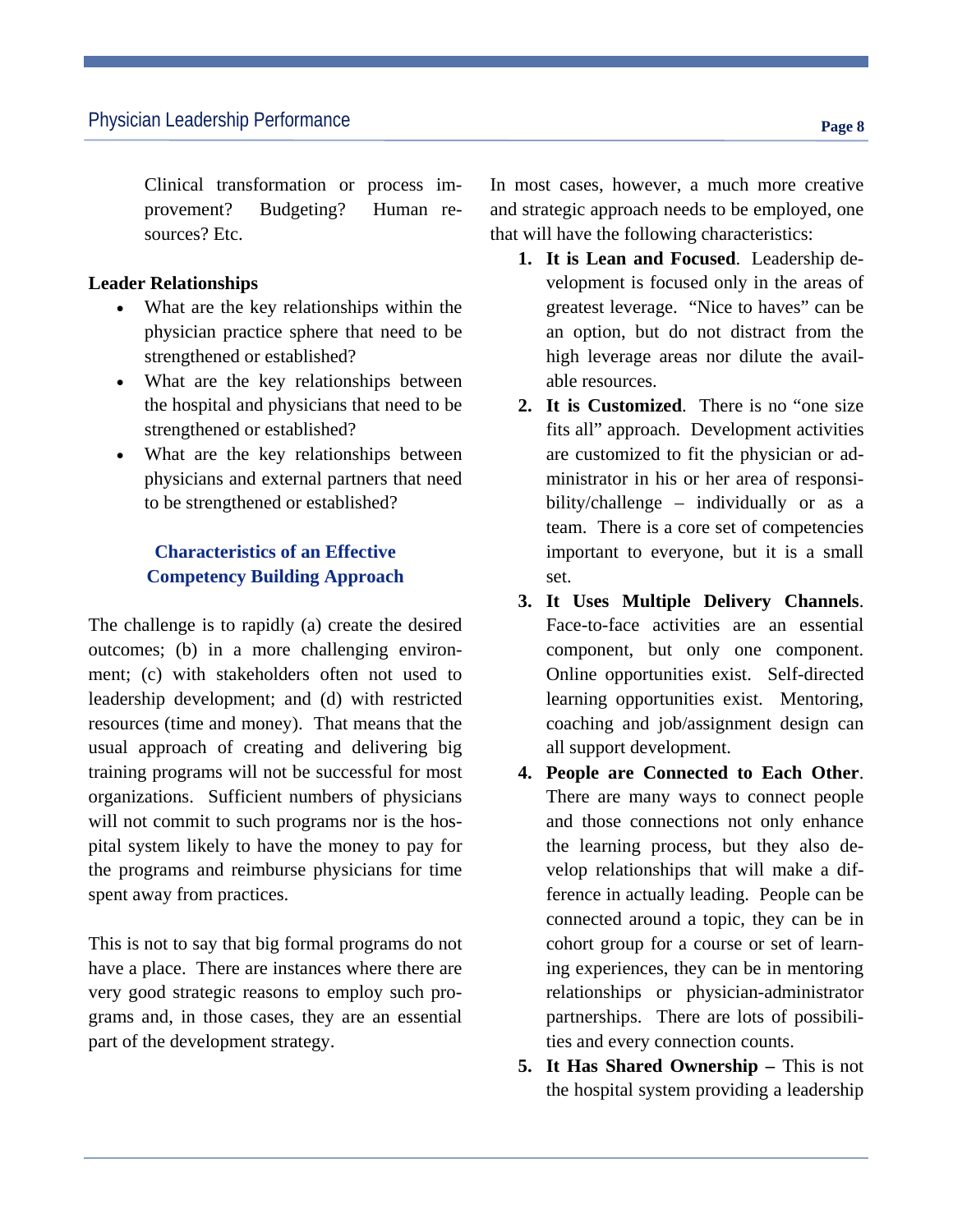Clinical transformation or process improvement? Budgeting? Human resources? Etc.

**Leader Relationships**

- What are the key relationships within the physician practice sphere that need to be strengthened or established?
- What are the key relationships between the hospital and physicians that need to be strengthened or established?
- What are the key relationships between physicians and external partners that need to be strengthened or established?

## Characteristics of an Effective Competency Building Approach

The challenge is to rapidly (a) create the desired outcomes; (b) in a more challenging environment; (c) with stakeholders often not used to leadership development; and (d) with restricted resources (time and money). That means that the usual approach of creating and delivering big training programs will not be successful for most organizations. Sufficient numbers of physicians will not commit to such programs nor is the hospital system likely to have the money to pay for the programs and reimburse physicians for time spent away from practices.

This is not to say that big formal programs do not have a place. There are instances where there are very good strategic reasons to employ such programs and, in those cases, they are an essential part of the development strategy.

In most cases, however, a much more creative and strategic approach needs to be employed, one that will have the following characteristics:

1. **It is Lean and Focused**. Leadership development is focused only in the areas of greatest leverage. "Nice to haves" can be an option, but do not distract from the high leverage areas nor dilute the available resources.
2. **It is Customized**. There is no "one size fits all" approach. Development activities are customized to fit the physician or administrator in his or her area of responsibility/challenge – individually or as a team. There is a core set of competencies important to everyone, but it is a small set.
3. **It Uses Multiple Delivery Channels**. Face-to-face activities are an essential component, but only one component. Online opportunities exist. Self-directed learning opportunities exist. Mentoring, coaching and job/assignment design can all support development.
4. **People are Connected to Each Other**. There are many ways to connect people and those connections not only enhance the learning process, but they also develop relationships that will make a difference in actually leading. People can be connected around a topic, they can be in cohort group for a course or set of learning experiences, they can be in mentoring relationships or physician-administrator partnerships. There are lots of possibilities and every connection counts.
5. **It Has Shared Ownership –** This is not the hospital system providing a leadership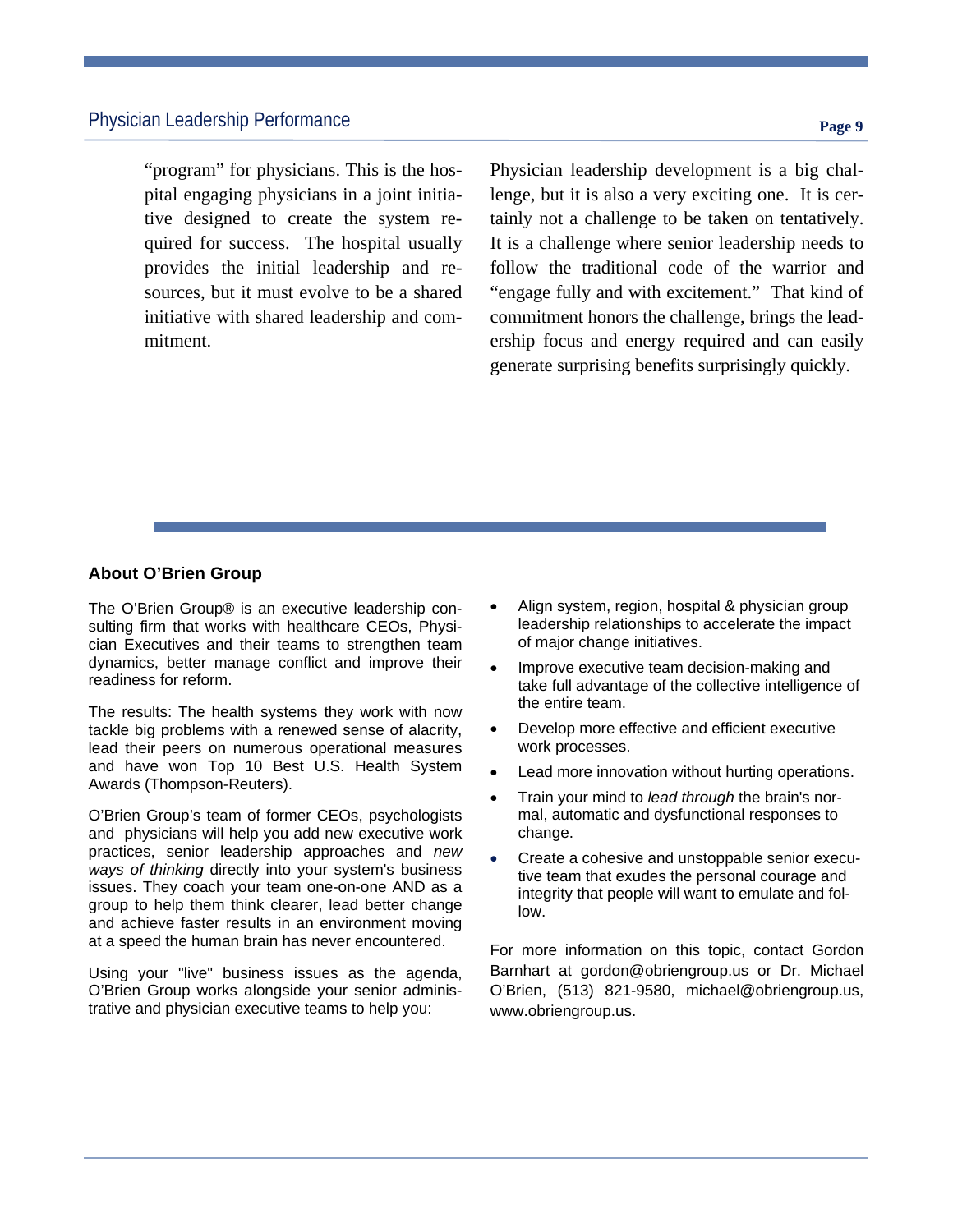"program" for physicians. This is the hospital engaging physicians in a joint initiative designed to create the system required for success. The hospital usually provides the initial leadership and resources, but it must evolve to be a shared initiative with shared leadership and commitment.

Physician leadership development is a big challenge, but it is also a very exciting one. It is certainly not a challenge to be taken on tentatively. It is a challenge where senior leadership needs to follow the traditional code of the warrior and "engage fully and with excitement." That kind of commitment honors the challenge, brings the leadership focus and energy required and can easily generate surprising benefits surprisingly quickly.

## About O'Brien Group

The O'Brien Group® is an executive leadership consulting firm that works with healthcare CEOs, Physician Executives and their teams to strengthen team dynamics, better manage conflict and improve their readiness for reform.

The results: The health systems they work with now tackle big problems with a renewed sense of alacrity, lead their peers on numerous operational measures and have won Top 10 Best U.S. Health System Awards (Thompson-Reuters).

O'Brien Group's team of former CEOs, psychologists and physicians will help you add new executive work practices, senior leadership approaches and *new ways of thinking* directly into your system's business issues. They coach your team one-on-one AND as a group to help them think clearer, lead better change and achieve faster results in an environment moving at a speed the human brain has never encountered.

Using your "live" business issues as the agenda, O'Brien Group works alongside your senior administrative and physician executive teams to help you:

- Align system, region, hospital & physician group leadership relationships to accelerate the impact of major change initiatives.
- Improve executive team decision-making and take full advantage of the collective intelligence of the entire team.
- Develop more effective and efficient executive work processes.
- Lead more innovation without hurting operations.
- Train your mind to *lead through* the brain's normal, automatic and dysfunctional responses to change.
- Create a cohesive and unstoppable senior executive team that exudes the personal courage and integrity that people will want to emulate and follow.

For more information on this topic, contact Gordon Barnhart at gordon@obriengroup.us or Dr. Michael O'Brien, (513) 821-9580, michael@obriengroup.us, www.obriengroup.us.